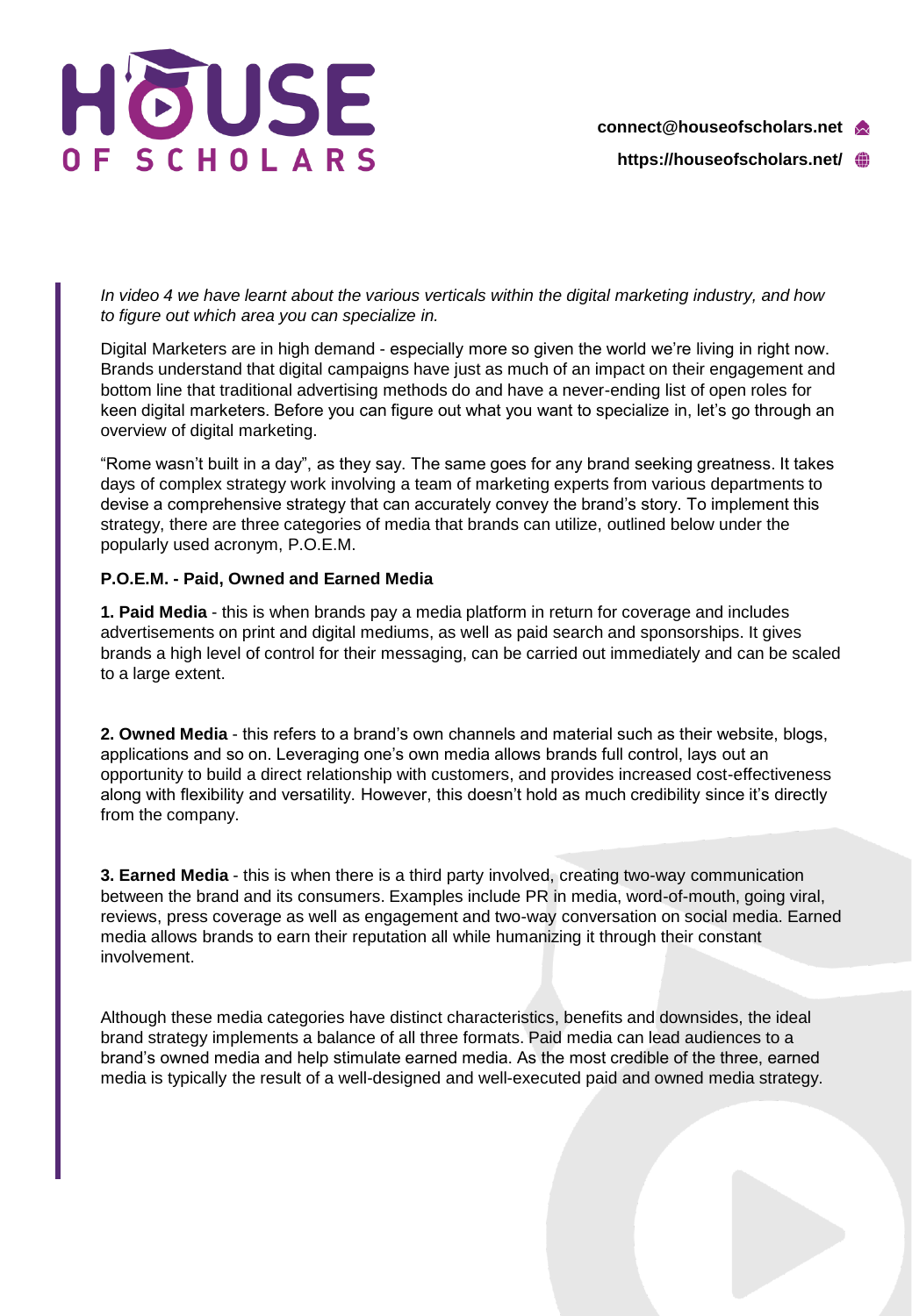*In video 4 we have learnt about the various verticals within the digital marketing industry, and how to figure out which area you can specialize in.*

Digital Marketers are in high demand - especially more so given the world we're living in right now. Brands understand that digital campaigns have just as much of an impact on their engagement and bottom line that traditional advertising methods do and have a never-ending list of open roles for keen digital marketers. Before you can figure out what you want to specialize in, let's go through an overview of digital marketing.

"Rome wasn't built in a day", as they say. The same goes for any brand seeking greatness. It takes days of complex strategy work involving a team of marketing experts from various departments to devise a comprehensive strategy that can accurately convey the brand's story. To implement this strategy, there are three categories of media that brands can utilize, outlined below under the popularly used acronym, P.O.E.M.

**P.O.E.M. - Paid, Owned and Earned Media**

**1. Paid Media** - this is when brands pay a media platform in return for coverage and includes advertisements on print and digital mediums, as well as paid search and sponsorships. It gives brands a high level of control for their messaging, can be carried out immediately and can be scaled to a large extent.

**2. Owned Media** - this refers to a brand's own channels and material such as their website, blogs, applications and so on. Leveraging one's own media allows brands full control, lays out an opportunity to build a direct relationship with customers, and provides increased cost-effectiveness along with flexibility and versatility. However, this doesn't hold as much credibility since it's directly from the company.

**3. Earned Media** - this is when there is a third party involved, creating two-way communication between the brand and its consumers. Examples include PR in media, word-of-mouth, going viral, reviews, press coverage as well as engagement and two-way conversation on social media. Earned media allows brands to earn their reputation all while humanizing it through their constant involvement.

Although these media categories have distinct characteristics, benefits and downsides, the ideal brand strategy implements a balance of all three formats. Paid media can lead audiences to a brand's owned media and help stimulate earned media. As the most credible of the three, earned media is typically the result of a well-designed and well-executed paid and owned media strategy.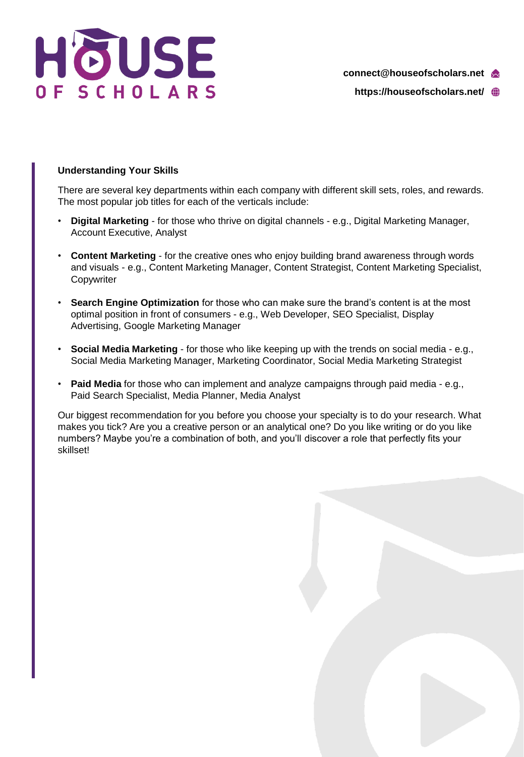**Understanding Your Skills**

There are several key departments within each company with different skill sets, roles, and rewards. The most popular job titles for each of the verticals include:

- **Digital Marketing** - for those who thrive on digital channels - e.g., Digital Marketing Manager, Account Executive, Analyst
- **Content Marketing** - for the creative ones who enjoy building brand awareness through words and visuals - e.g., Content Marketing Manager, Content Strategist, Content Marketing Specialist, Copywriter
- **Search Engine Optimization** for those who can make sure the brand's content is at the most optimal position in front of consumers - e.g., Web Developer, SEO Specialist, Display Advertising, Google Marketing Manager
- **Social Media Marketing** - for those who like keeping up with the trends on social media - e.g., Social Media Marketing Manager, Marketing Coordinator, Social Media Marketing Strategist
- **Paid Media** for those who can implement and analyze campaigns through paid media - e.g., Paid Search Specialist, Media Planner, Media Analyst

Our biggest recommendation for you before you choose your specialty is to do your research. What makes you tick? Are you a creative person or an analytical one? Do you like writing or do you like numbers? Maybe you're a combination of both, and you'll discover a role that perfectly fits your skillset!